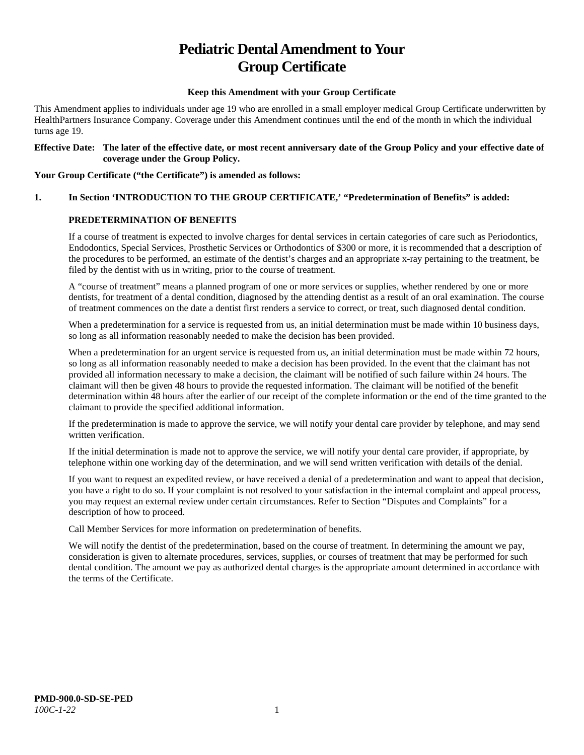# Pediatric Dental Amendment to Your Group Certificate

**Keep this Amendment with your Group Certificate**

This Amendment applies to individuals under age 19 who are enrolled in a small employer medical Group Certificate underwritten by HealthPartners Insurance Company. Coverage under this Amendment continues until the end of the month in which the individual turns age 19.

**Effective Date: The later of the effective date, or most recent anniversary date of the Group Policy and your effective date of coverage under the Group Policy.**

**Your Group Certificate ("the Certificate") is amended as follows:**

**1. In Section 'INTRODUCTION TO THE GROUP CERTIFICATE,' "Predetermination of Benefits" is added:**

**PREDETERMINATION OF BENEFITS**

If a course of treatment is expected to involve charges for dental services in certain categories of care such as Periodontics, Endodontics, Special Services, Prosthetic Services or Orthodontics of $300 or more, it is recommended that a description of the procedures to be performed, an estimate of the dentist's charges and an appropriate x-ray pertaining to the treatment, be filed by the dentist with us in writing, prior to the course of treatment.

A "course of treatment" means a planned program of one or more services or supplies, whether rendered by one or more dentists, for treatment of a dental condition, diagnosed by the attending dentist as a result of an oral examination. The course of treatment commences on the date a dentist first renders a service to correct, or treat, such diagnosed dental condition.

When a predetermination for a service is requested from us, an initial determination must be made within 10 business days, so long as all information reasonably needed to make the decision has been provided.

When a predetermination for an urgent service is requested from us, an initial determination must be made within 72 hours, so long as all information reasonably needed to make a decision has been provided. In the event that the claimant has not provided all information necessary to make a decision, the claimant will be notified of such failure within 24 hours. The claimant will then be given 48 hours to provide the requested information. The claimant will be notified of the benefit determination within 48 hours after the earlier of our receipt of the complete information or the end of the time granted to the claimant to provide the specified additional information.

If the predetermination is made to approve the service, we will notify your dental care provider by telephone, and may send written verification.

If the initial determination is made not to approve the service, we will notify your dental care provider, if appropriate, by telephone within one working day of the determination, and we will send written verification with details of the denial.

If you want to request an expedited review, or have received a denial of a predetermination and want to appeal that decision, you have a right to do so. If your complaint is not resolved to your satisfaction in the internal complaint and appeal process, you may request an external review under certain circumstances. Refer to Section "Disputes and Complaints" for a description of how to proceed.

Call Member Services for more information on predetermination of benefits.

We will notify the dentist of the predetermination, based on the course of treatment. In determining the amount we pay, consideration is given to alternate procedures, services, supplies, or courses of treatment that may be performed for such dental condition. The amount we pay as authorized dental charges is the appropriate amount determined in accordance with the terms of the Certificate.

**PMD-900.0-SD-SE-PED**
*100C-1-22*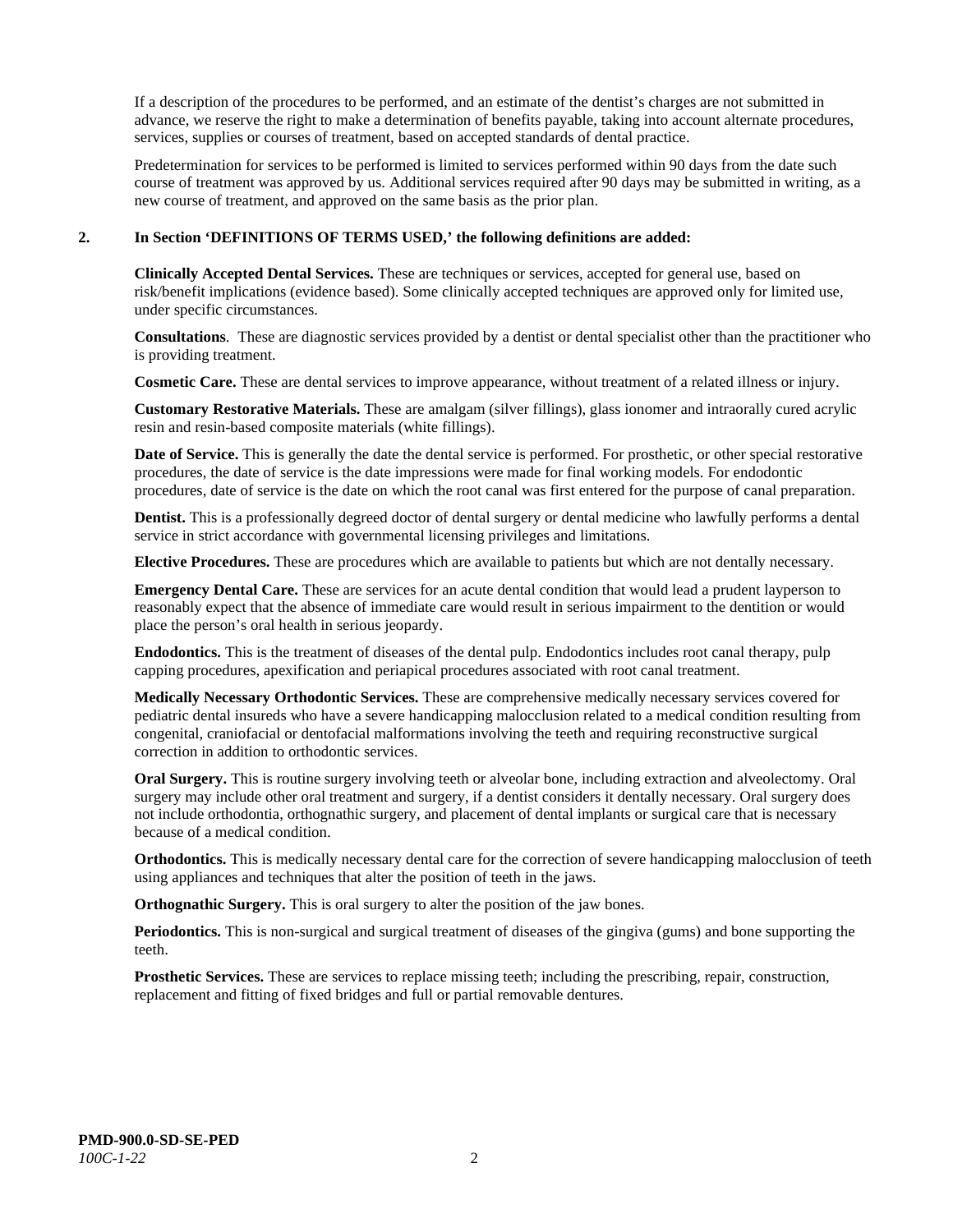If a description of the procedures to be performed, and an estimate of the dentist's charges are not submitted in advance, we reserve the right to make a determination of benefits payable, taking into account alternate procedures, services, supplies or courses of treatment, based on accepted standards of dental practice.

Predetermination for services to be performed is limited to services performed within 90 days from the date such course of treatment was approved by us. Additional services required after 90 days may be submitted in writing, as a new course of treatment, and approved on the same basis as the prior plan.

**2. In Section 'DEFINITIONS OF TERMS USED,' the following definitions are added:**

**Clinically Accepted Dental Services.** These are techniques or services, accepted for general use, based on risk/benefit implications (evidence based). Some clinically accepted techniques are approved only for limited use, under specific circumstances.

**Consultations**. These are diagnostic services provided by a dentist or dental specialist other than the practitioner who is providing treatment.

**Cosmetic Care.** These are dental services to improve appearance, without treatment of a related illness or injury.

**Customary Restorative Materials.** These are amalgam (silver fillings), glass ionomer and intraorally cured acrylic resin and resin-based composite materials (white fillings).

**Date of Service.** This is generally the date the dental service is performed. For prosthetic, or other special restorative procedures, the date of service is the date impressions were made for final working models. For endodontic procedures, date of service is the date on which the root canal was first entered for the purpose of canal preparation.

**Dentist.** This is a professionally degreed doctor of dental surgery or dental medicine who lawfully performs a dental service in strict accordance with governmental licensing privileges and limitations.

**Elective Procedures.** These are procedures which are available to patients but which are not dentally necessary.

**Emergency Dental Care.** These are services for an acute dental condition that would lead a prudent layperson to reasonably expect that the absence of immediate care would result in serious impairment to the dentition or would place the person's oral health in serious jeopardy.

**Endodontics.** This is the treatment of diseases of the dental pulp. Endodontics includes root canal therapy, pulp capping procedures, apexification and periapical procedures associated with root canal treatment.

**Medically Necessary Orthodontic Services.** These are comprehensive medically necessary services covered for pediatric dental insureds who have a severe handicapping malocclusion related to a medical condition resulting from congenital, craniofacial or dentofacial malformations involving the teeth and requiring reconstructive surgical correction in addition to orthodontic services.

**Oral Surgery.** This is routine surgery involving teeth or alveolar bone, including extraction and alveolectomy. Oral surgery may include other oral treatment and surgery, if a dentist considers it dentally necessary. Oral surgery does not include orthodontia, orthognathic surgery, and placement of dental implants or surgical care that is necessary because of a medical condition.

**Orthodontics.** This is medically necessary dental care for the correction of severe handicapping malocclusion of teeth using appliances and techniques that alter the position of teeth in the jaws.

**Orthognathic Surgery.** This is oral surgery to alter the position of the jaw bones.

**Periodontics.** This is non-surgical and surgical treatment of diseases of the gingiva (gums) and bone supporting the teeth.

**Prosthetic Services.** These are services to replace missing teeth; including the prescribing, repair, construction, replacement and fitting of fixed bridges and full or partial removable dentures.

**PMD-900.0-SD-SE-PED**
*100C-1-22*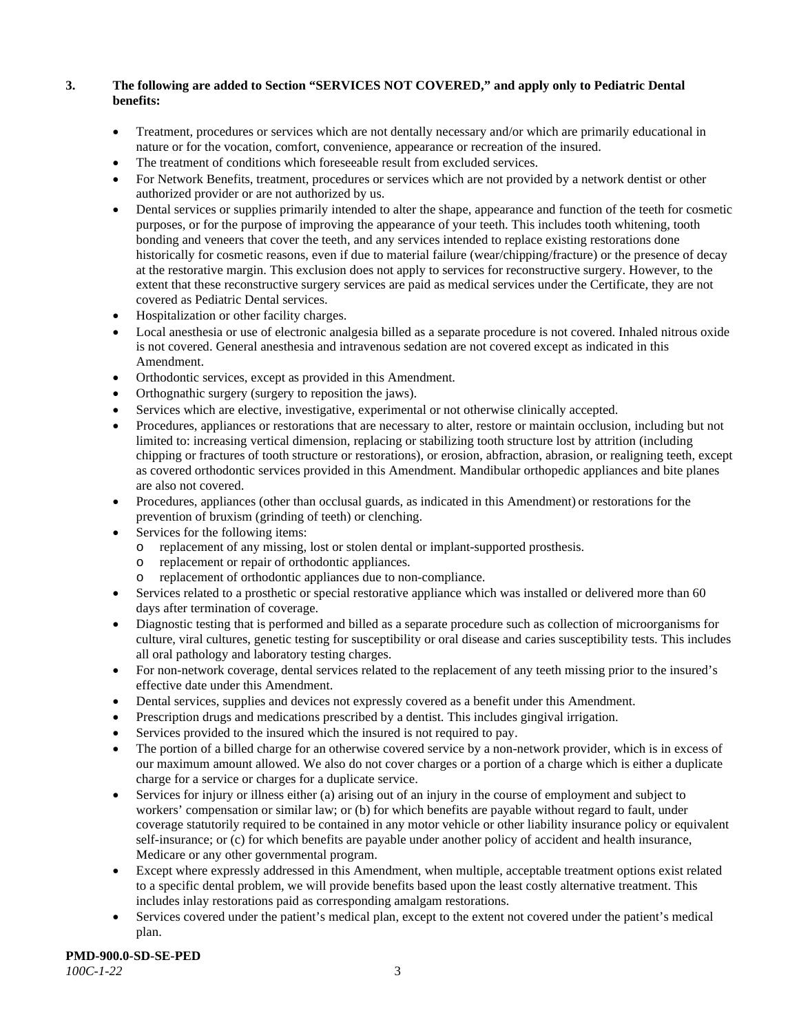**3. The following are added to Section "SERVICES NOT COVERED," and apply only to Pediatric Dental benefits:**

- Treatment, procedures or services which are not dentally necessary and/or which are primarily educational in nature or for the vocation, comfort, convenience, appearance or recreation of the insured.
- The treatment of conditions which foreseeable result from excluded services.
- For Network Benefits, treatment, procedures or services which are not provided by a network dentist or other authorized provider or are not authorized by us.
- Dental services or supplies primarily intended to alter the shape, appearance and function of the teeth for cosmetic purposes, or for the purpose of improving the appearance of your teeth. This includes tooth whitening, tooth bonding and veneers that cover the teeth, and any services intended to replace existing restorations done historically for cosmetic reasons, even if due to material failure (wear/chipping/fracture) or the presence of decay at the restorative margin. This exclusion does not apply to services for reconstructive surgery. However, to the extent that these reconstructive surgery services are paid as medical services under the Certificate, they are not covered as Pediatric Dental services.
- Hospitalization or other facility charges.
- Local anesthesia or use of electronic analgesia billed as a separate procedure is not covered. Inhaled nitrous oxide is not covered. General anesthesia and intravenous sedation are not covered except as indicated in this Amendment.
- Orthodontic services, except as provided in this Amendment.
- Orthognathic surgery (surgery to reposition the jaws).
- Services which are elective, investigative, experimental or not otherwise clinically accepted.
- Procedures, appliances or restorations that are necessary to alter, restore or maintain occlusion, including but not limited to: increasing vertical dimension, replacing or stabilizing tooth structure lost by attrition (including chipping or fractures of tooth structure or restorations), or erosion, abfraction, abrasion, or realigning teeth, except as covered orthodontic services provided in this Amendment. Mandibular orthopedic appliances and bite planes are also not covered.
- Procedures, appliances (other than occlusal guards, as indicated in this Amendment) or restorations for the prevention of bruxism (grinding of teeth) or clenching.
- Services for the following items:
  - replacement of any missing, lost or stolen dental or implant-supported prosthesis.
  - replacement or repair of orthodontic appliances.
  - replacement of orthodontic appliances due to non-compliance.
- Services related to a prosthetic or special restorative appliance which was installed or delivered more than 60 days after termination of coverage.
- Diagnostic testing that is performed and billed as a separate procedure such as collection of microorganisms for culture, viral cultures, genetic testing for susceptibility or oral disease and caries susceptibility tests. This includes all oral pathology and laboratory testing charges.
- For non-network coverage, dental services related to the replacement of any teeth missing prior to the insured's effective date under this Amendment.
- Dental services, supplies and devices not expressly covered as a benefit under this Amendment.
- Prescription drugs and medications prescribed by a dentist. This includes gingival irrigation.
- Services provided to the insured which the insured is not required to pay.
- The portion of a billed charge for an otherwise covered service by a non-network provider, which is in excess of our maximum amount allowed. We also do not cover charges or a portion of a charge which is either a duplicate charge for a service or charges for a duplicate service.
- Services for injury or illness either (a) arising out of an injury in the course of employment and subject to workers' compensation or similar law; or (b) for which benefits are payable without regard to fault, under coverage statutorily required to be contained in any motor vehicle or other liability insurance policy or equivalent self-insurance; or (c) for which benefits are payable under another policy of accident and health insurance, Medicare or any other governmental program.
- Except where expressly addressed in this Amendment, when multiple, acceptable treatment options exist related to a specific dental problem, we will provide benefits based upon the least costly alternative treatment. This includes inlay restorations paid as corresponding amalgam restorations.
- Services covered under the patient's medical plan, except to the extent not covered under the patient's medical plan.

**PMD-900.0-SD-SE-PED**
*100C-1-22*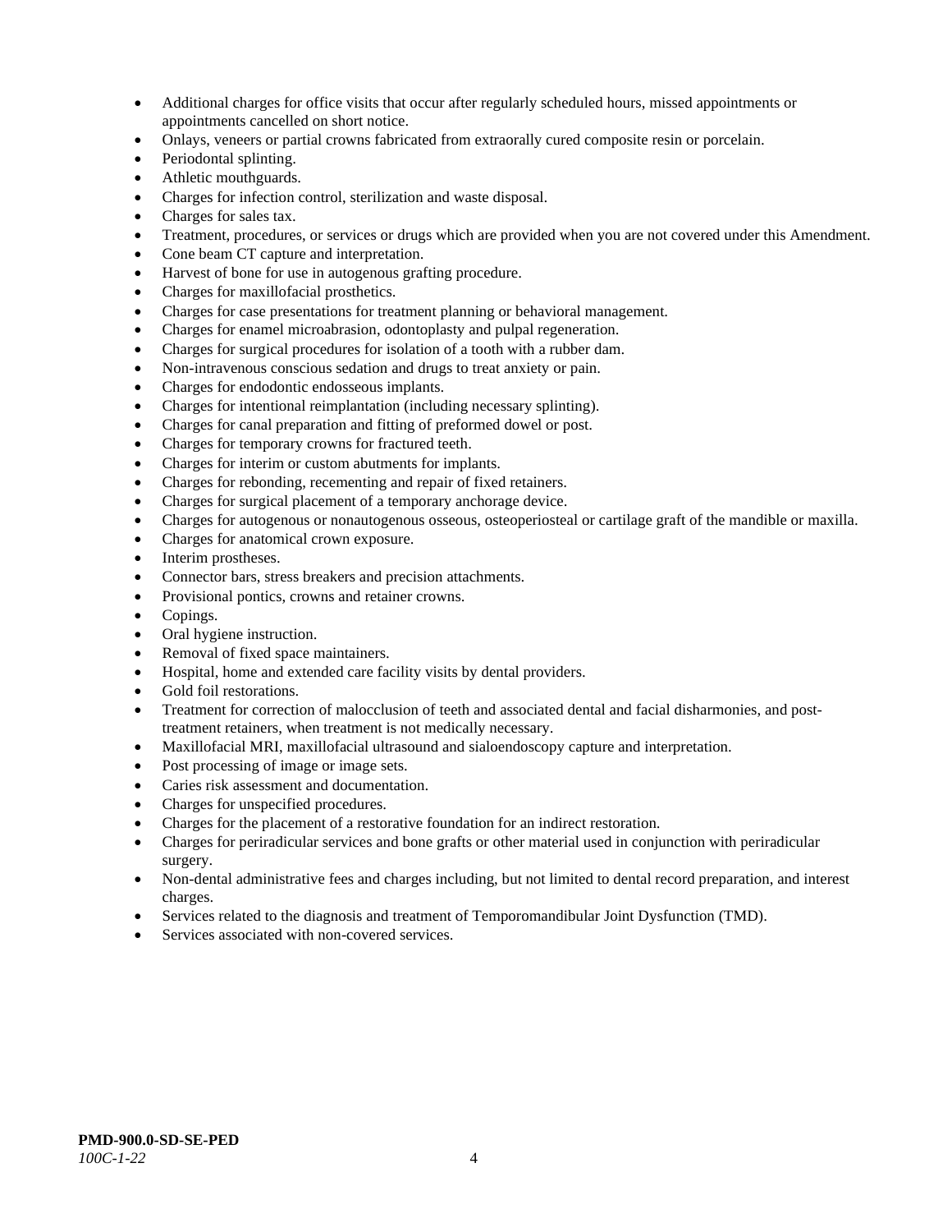- Additional charges for office visits that occur after regularly scheduled hours, missed appointments or appointments cancelled on short notice.
- Onlays, veneers or partial crowns fabricated from extraorally cured composite resin or porcelain.
- Periodontal splinting.
- Athletic mouthguards.
- Charges for infection control, sterilization and waste disposal.
- Charges for sales tax.
- Treatment, procedures, or services or drugs which are provided when you are not covered under this Amendment.
- Cone beam CT capture and interpretation.
- Harvest of bone for use in autogenous grafting procedure.
- Charges for maxillofacial prosthetics.
- Charges for case presentations for treatment planning or behavioral management.
- Charges for enamel microabrasion, odontoplasty and pulpal regeneration.
- Charges for surgical procedures for isolation of a tooth with a rubber dam.
- Non-intravenous conscious sedation and drugs to treat anxiety or pain.
- Charges for endodontic endosseous implants.
- Charges for intentional reimplantation (including necessary splinting).
- Charges for canal preparation and fitting of preformed dowel or post.
- Charges for temporary crowns for fractured teeth.
- Charges for interim or custom abutments for implants.
- Charges for rebonding, recementing and repair of fixed retainers.
- Charges for surgical placement of a temporary anchorage device.
- Charges for autogenous or nonautogenous osseous, osteoperiosteal or cartilage graft of the mandible or maxilla.
- Charges for anatomical crown exposure.
- Interim prostheses.
- Connector bars, stress breakers and precision attachments.
- Provisional pontics, crowns and retainer crowns.
- Copings.
- Oral hygiene instruction.
- Removal of fixed space maintainers.
- Hospital, home and extended care facility visits by dental providers.
- Gold foil restorations.
- Treatment for correction of malocclusion of teeth and associated dental and facial disharmonies, and post-treatment retainers, when treatment is not medically necessary.
- Maxillofacial MRI, maxillofacial ultrasound and sialoendoscopy capture and interpretation.
- Post processing of image or image sets.
- Caries risk assessment and documentation.
- Charges for unspecified procedures.
- Charges for the placement of a restorative foundation for an indirect restoration.
- Charges for periradicular services and bone grafts or other material used in conjunction with periradicular surgery.
- Non-dental administrative fees and charges including, but not limited to dental record preparation, and interest charges.
- Services related to the diagnosis and treatment of Temporomandibular Joint Dysfunction (TMD).
- Services associated with non-covered services.

**PMD-900.0-SD-SE-PED**
*100C-1-22*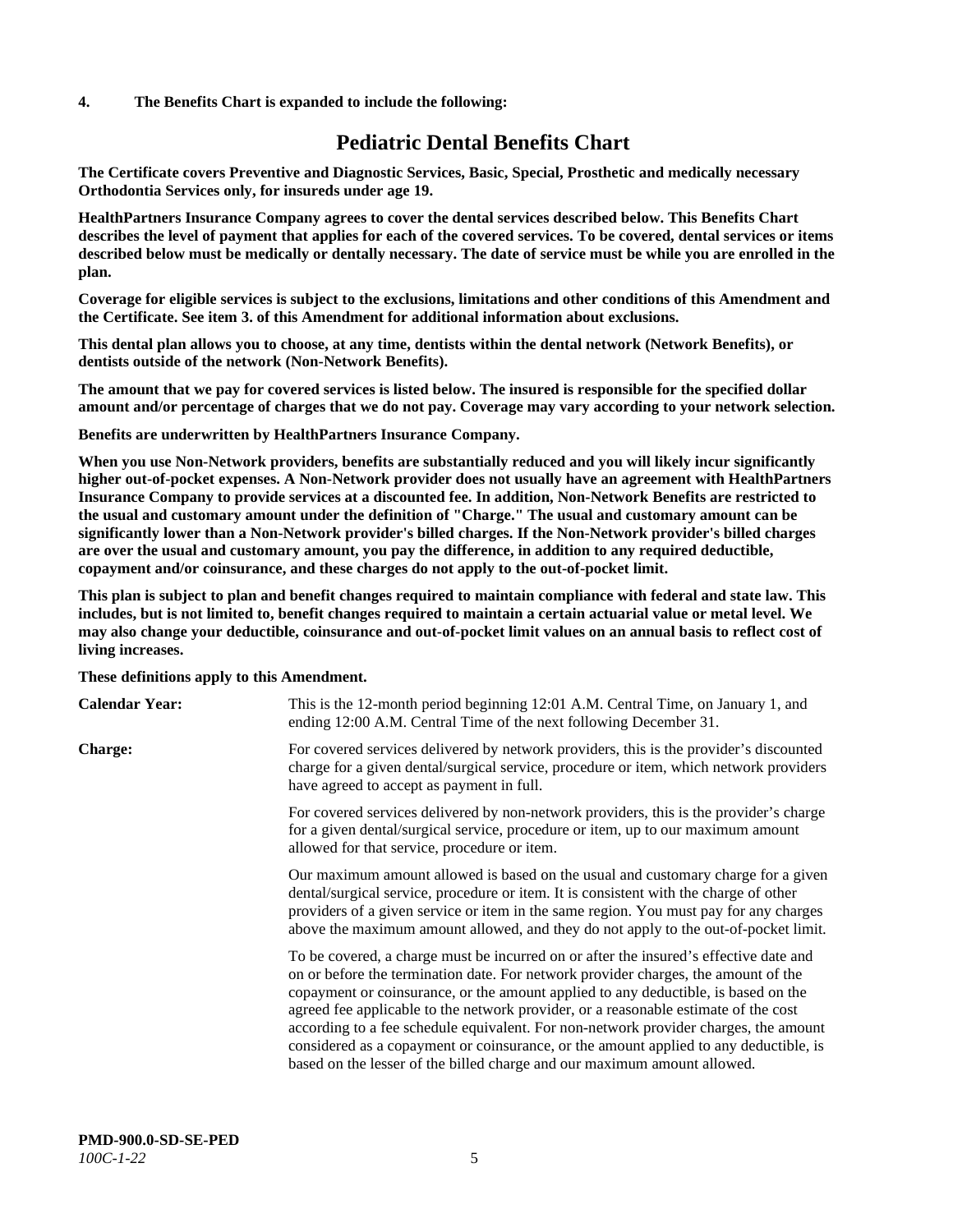**4. The Benefits Chart is expanded to include the following:**

# Pediatric Dental Benefits Chart

**The Certificate covers Preventive and Diagnostic Services, Basic, Special, Prosthetic and medically necessary Orthodontia Services only, for insureds under age 19.**

**HealthPartners Insurance Company agrees to cover the dental services described below. This Benefits Chart describes the level of payment that applies for each of the covered services. To be covered, dental services or items described below must be medically or dentally necessary. The date of service must be while you are enrolled in the plan.**

**Coverage for eligible services is subject to the exclusions, limitations and other conditions of this Amendment and the Certificate. See item 3. of this Amendment for additional information about exclusions.**

**This dental plan allows you to choose, at any time, dentists within the dental network (Network Benefits), or dentists outside of the network (Non-Network Benefits).**

**The amount that we pay for covered services is listed below. The insured is responsible for the specified dollar amount and/or percentage of charges that we do not pay. Coverage may vary according to your network selection.**

**Benefits are underwritten by HealthPartners Insurance Company.**

**When you use Non-Network providers, benefits are substantially reduced and you will likely incur significantly higher out-of-pocket expenses. A Non-Network provider does not usually have an agreement with HealthPartners Insurance Company to provide services at a discounted fee. In addition, Non-Network Benefits are restricted to the usual and customary amount under the definition of "Charge." The usual and customary amount can be significantly lower than a Non-Network provider's billed charges. If the Non-Network provider's billed charges are over the usual and customary amount, you pay the difference, in addition to any required deductible, copayment and/or coinsurance, and these charges do not apply to the out-of-pocket limit.**

**This plan is subject to plan and benefit changes required to maintain compliance with federal and state law. This includes, but is not limited to, benefit changes required to maintain a certain actuarial value or metal level. We may also change your deductible, coinsurance and out-of-pocket limit values on an annual basis to reflect cost of living increases.**

**These definitions apply to this Amendment.**

**Calendar Year:** This is the 12-month period beginning 12:01 A.M. Central Time, on January 1, and ending 12:00 A.M. Central Time of the next following December 31.

**Charge:** For covered services delivered by network providers, this is the provider's discounted charge for a given dental/surgical service, procedure or item, which network providers have agreed to accept as payment in full.

For covered services delivered by non-network providers, this is the provider's charge for a given dental/surgical service, procedure or item, up to our maximum amount allowed for that service, procedure or item.

Our maximum amount allowed is based on the usual and customary charge for a given dental/surgical service, procedure or item. It is consistent with the charge of other providers of a given service or item in the same region. You must pay for any charges above the maximum amount allowed, and they do not apply to the out-of-pocket limit.

To be covered, a charge must be incurred on or after the insured's effective date and on or before the termination date. For network provider charges, the amount of the copayment or coinsurance, or the amount applied to any deductible, is based on the agreed fee applicable to the network provider, or a reasonable estimate of the cost according to a fee schedule equivalent. For non-network provider charges, the amount considered as a copayment or coinsurance, or the amount applied to any deductible, is based on the lesser of the billed charge and our maximum amount allowed.

**PMD-900.0-SD-SE-PED**
*100C-1-22*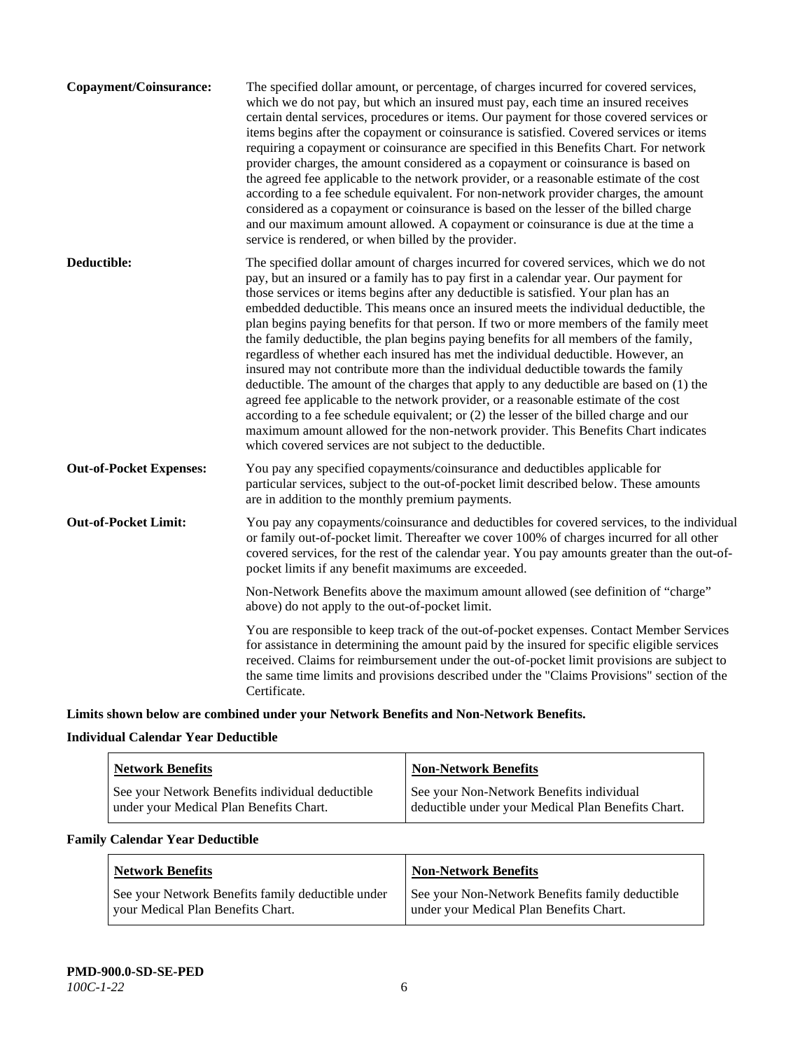**Copayment/Coinsurance:** The specified dollar amount, or percentage, of charges incurred for covered services, which we do not pay, but which an insured must pay, each time an insured receives certain dental services, procedures or items. Our payment for those covered services or items begins after the copayment or coinsurance is satisfied. Covered services or items requiring a copayment or coinsurance are specified in this Benefits Chart. For network provider charges, the amount considered as a copayment or coinsurance is based on the agreed fee applicable to the network provider, or a reasonable estimate of the cost according to a fee schedule equivalent. For non-network provider charges, the amount considered as a copayment or coinsurance is based on the lesser of the billed charge and our maximum amount allowed. A copayment or coinsurance is due at the time a service is rendered, or when billed by the provider.

**Deductible:** The specified dollar amount of charges incurred for covered services, which we do not pay, but an insured or a family has to pay first in a calendar year. Our payment for those services or items begins after any deductible is satisfied. Your plan has an embedded deductible. This means once an insured meets the individual deductible, the plan begins paying benefits for that person. If two or more members of the family meet the family deductible, the plan begins paying benefits for all members of the family, regardless of whether each insured has met the individual deductible. However, an insured may not contribute more than the individual deductible towards the family deductible. The amount of the charges that apply to any deductible are based on (1) the agreed fee applicable to the network provider, or a reasonable estimate of the cost according to a fee schedule equivalent; or (2) the lesser of the billed charge and our maximum amount allowed for the non-network provider. This Benefits Chart indicates which covered services are not subject to the deductible.

**Out-of-Pocket Expenses:** You pay any specified copayments/coinsurance and deductibles applicable for particular services, subject to the out-of-pocket limit described below. These amounts are in addition to the monthly premium payments.

**Out-of-Pocket Limit:** You pay any copayments/coinsurance and deductibles for covered services, to the individual or family out-of-pocket limit. Thereafter we cover 100% of charges incurred for all other covered services, for the rest of the calendar year. You pay amounts greater than the out-of-pocket limits if any benefit maximums are exceeded.

Non-Network Benefits above the maximum amount allowed (see definition of "charge" above) do not apply to the out-of-pocket limit.

You are responsible to keep track of the out-of-pocket expenses. Contact Member Services for assistance in determining the amount paid by the insured for specific eligible services received. Claims for reimbursement under the out-of-pocket limit provisions are subject to the same time limits and provisions described under the "Claims Provisions" section of the Certificate.

**Limits shown below are combined under your Network Benefits and Non-Network Benefits.**

**Individual Calendar Year Deductible**

| Network Benefits | Non-Network Benefits |
|---|---|
| See your Network Benefits individual deductible under your Medical Plan Benefits Chart. | See your Non-Network Benefits individual deductible under your Medical Plan Benefits Chart. |

**Family Calendar Year Deductible**

| Network Benefits | Non-Network Benefits |
|---|---|
| See your Network Benefits family deductible under your Medical Plan Benefits Chart. | See your Non-Network Benefits family deductible under your Medical Plan Benefits Chart. |

**PMD-900.0-SD-SE-PED**
*100C-1-22*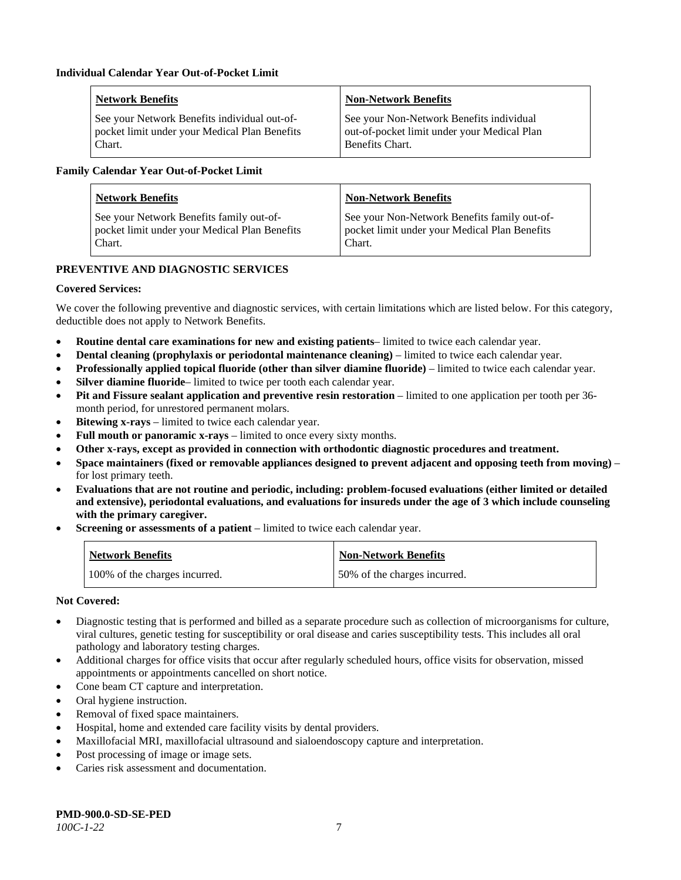**Individual Calendar Year Out-of-Pocket Limit**

| Network Benefits | Non-Network Benefits |
| --- | --- |
| See your Network Benefits individual out-of-pocket limit under your Medical Plan Benefits Chart. | See your Non-Network Benefits individual out-of-pocket limit under your Medical Plan Benefits Chart. |

**Family Calendar Year Out-of-Pocket Limit**

| Network Benefits | Non-Network Benefits |
| --- | --- |
| See your Network Benefits family out-of-pocket limit under your Medical Plan Benefits Chart. | See your Non-Network Benefits family out-of-pocket limit under your Medical Plan Benefits Chart. |

**PREVENTIVE AND DIAGNOSTIC SERVICES**

**Covered Services:**

We cover the following preventive and diagnostic services, with certain limitations which are listed below. For this category, deductible does not apply to Network Benefits.

- **Routine dental care examinations for new and existing patients**– limited to twice each calendar year.
- **Dental cleaning (prophylaxis or periodontal maintenance cleaning)** – limited to twice each calendar year.
- **Professionally applied topical fluoride (other than silver diamine fluoride)** – limited to twice each calendar year.
- **Silver diamine fluoride**– limited to twice per tooth each calendar year.
- **Pit and Fissure sealant application and preventive resin restoration** – limited to one application per tooth per 36-month period, for unrestored permanent molars.
- **Bitewing x-rays** – limited to twice each calendar year.
- **Full mouth or panoramic x-rays** – limited to once every sixty months.
- **Other x-rays, except as provided in connection with orthodontic diagnostic procedures and treatment.**
- **Space maintainers (fixed or removable appliances designed to prevent adjacent and opposing teeth from moving)** – for lost primary teeth.
- **Evaluations that are not routine and periodic, including: problem-focused evaluations (either limited or detailed and extensive), periodontal evaluations, and evaluations for insureds under the age of 3 which include counseling with the primary caregiver.**
- **Screening or assessments of a patient** – limited to twice each calendar year.

| Network Benefits | Non-Network Benefits |
| --- | --- |
| 100% of the charges incurred. | 50% of the charges incurred. |

**Not Covered:**

- Diagnostic testing that is performed and billed as a separate procedure such as collection of microorganisms for culture, viral cultures, genetic testing for susceptibility or oral disease and caries susceptibility tests. This includes all oral pathology and laboratory testing charges.
- Additional charges for office visits that occur after regularly scheduled hours, office visits for observation, missed appointments or appointments cancelled on short notice.
- Cone beam CT capture and interpretation.
- Oral hygiene instruction.
- Removal of fixed space maintainers.
- Hospital, home and extended care facility visits by dental providers.
- Maxillofacial MRI, maxillofacial ultrasound and sialoendoscopy capture and interpretation.
- Post processing of image or image sets.
- Caries risk assessment and documentation.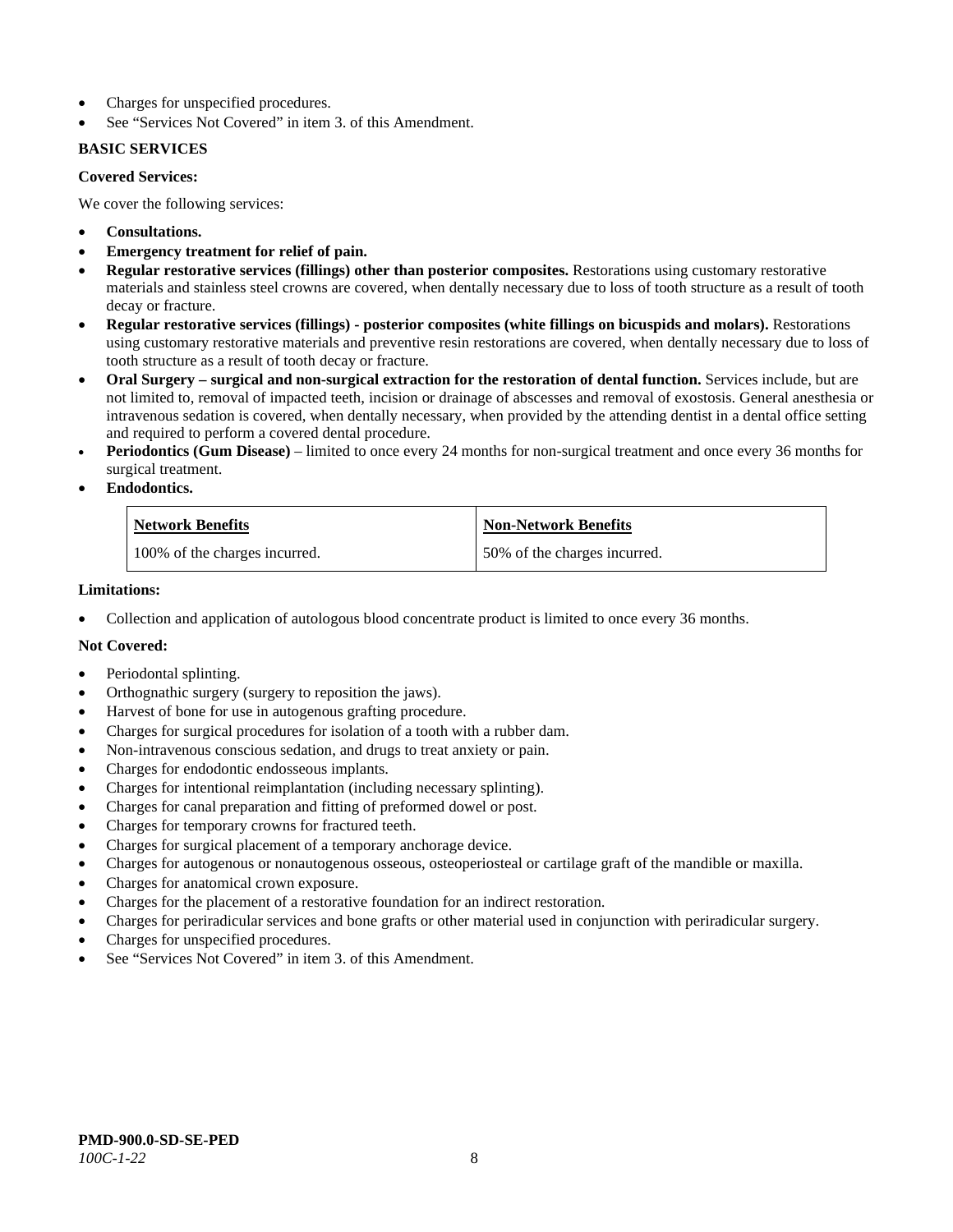- Charges for unspecified procedures.
- See "Services Not Covered" in item 3. of this Amendment.

**BASIC SERVICES**

**Covered Services:**

We cover the following services:

- **Consultations.**
- **Emergency treatment for relief of pain.**
- **Regular restorative services (fillings) other than posterior composites.** Restorations using customary restorative materials and stainless steel crowns are covered, when dentally necessary due to loss of tooth structure as a result of tooth decay or fracture.
- **Regular restorative services (fillings) - posterior composites (white fillings on bicuspids and molars).** Restorations using customary restorative materials and preventive resin restorations are covered, when dentally necessary due to loss of tooth structure as a result of tooth decay or fracture.
- **Oral Surgery – surgical and non-surgical extraction for the restoration of dental function.** Services include, but are not limited to, removal of impacted teeth, incision or drainage of abscesses and removal of exostosis. General anesthesia or intravenous sedation is covered, when dentally necessary, when provided by the attending dentist in a dental office setting and required to perform a covered dental procedure.
- **Periodontics (Gum Disease)** – limited to once every 24 months for non-surgical treatment and once every 36 months for surgical treatment.
- **Endodontics.**

| Network Benefits | Non-Network Benefits |
| --- | --- |
| 100% of the charges incurred. | 50% of the charges incurred. |

**Limitations:**

- Collection and application of autologous blood concentrate product is limited to once every 36 months.

**Not Covered:**

- Periodontal splinting.
- Orthognathic surgery (surgery to reposition the jaws).
- Harvest of bone for use in autogenous grafting procedure.
- Charges for surgical procedures for isolation of a tooth with a rubber dam.
- Non-intravenous conscious sedation, and drugs to treat anxiety or pain.
- Charges for endodontic endosseous implants.
- Charges for intentional reimplantation (including necessary splinting).
- Charges for canal preparation and fitting of preformed dowel or post.
- Charges for temporary crowns for fractured teeth.
- Charges for surgical placement of a temporary anchorage device.
- Charges for autogenous or nonautogenous osseous, osteoperiosteal or cartilage graft of the mandible or maxilla.
- Charges for anatomical crown exposure.
- Charges for the placement of a restorative foundation for an indirect restoration.
- Charges for periradicular services and bone grafts or other material used in conjunction with periradicular surgery.
- Charges for unspecified procedures.
- See "Services Not Covered" in item 3. of this Amendment.

**PMD-900.0-SD-SE-PED**
*100C-1-22*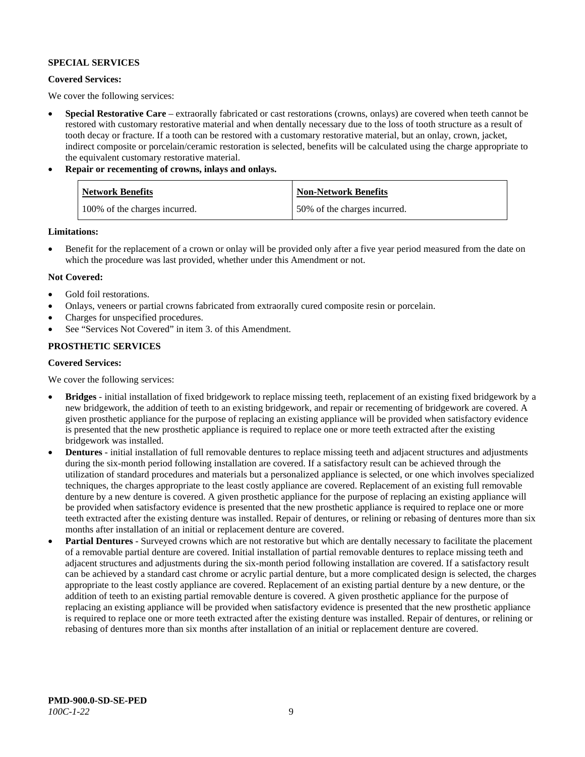**SPECIAL SERVICES**

**Covered Services:**

We cover the following services:

- **Special Restorative Care** – extraorally fabricated or cast restorations (crowns, onlays) are covered when teeth cannot be restored with customary restorative material and when dentally necessary due to the loss of tooth structure as a result of tooth decay or fracture. If a tooth can be restored with a customary restorative material, but an onlay, crown, jacket, indirect composite or porcelain/ceramic restoration is selected, benefits will be calculated using the charge appropriate to the equivalent customary restorative material.
- **Repair or recementing of crowns, inlays and onlays.**

| Network Benefits | Non-Network Benefits |
| --- | --- |
| 100% of the charges incurred. | 50% of the charges incurred. |

**Limitations:**

- Benefit for the replacement of a crown or onlay will be provided only after a five year period measured from the date on which the procedure was last provided, whether under this Amendment or not.

**Not Covered:**

- Gold foil restorations.
- Onlays, veneers or partial crowns fabricated from extraorally cured composite resin or porcelain.
- Charges for unspecified procedures.
- See "Services Not Covered" in item 3. of this Amendment.

**PROSTHETIC SERVICES**

**Covered Services:**

We cover the following services:

- **Bridges** - initial installation of fixed bridgework to replace missing teeth, replacement of an existing fixed bridgework by a new bridgework, the addition of teeth to an existing bridgework, and repair or recementing of bridgework are covered. A given prosthetic appliance for the purpose of replacing an existing appliance will be provided when satisfactory evidence is presented that the new prosthetic appliance is required to replace one or more teeth extracted after the existing bridgework was installed.
- **Dentures** - initial installation of full removable dentures to replace missing teeth and adjacent structures and adjustments during the six-month period following installation are covered. If a satisfactory result can be achieved through the utilization of standard procedures and materials but a personalized appliance is selected, or one which involves specialized techniques, the charges appropriate to the least costly appliance are covered. Replacement of an existing full removable denture by a new denture is covered. A given prosthetic appliance for the purpose of replacing an existing appliance will be provided when satisfactory evidence is presented that the new prosthetic appliance is required to replace one or more teeth extracted after the existing denture was installed. Repair of dentures, or relining or rebasing of dentures more than six months after installation of an initial or replacement denture are covered.
- **Partial Dentures** - Surveyed crowns which are not restorative but which are dentally necessary to facilitate the placement of a removable partial denture are covered. Initial installation of partial removable dentures to replace missing teeth and adjacent structures and adjustments during the six-month period following installation are covered. If a satisfactory result can be achieved by a standard cast chrome or acrylic partial denture, but a more complicated design is selected, the charges appropriate to the least costly appliance are covered. Replacement of an existing partial denture by a new denture, or the addition of teeth to an existing partial removable denture is covered. A given prosthetic appliance for the purpose of replacing an existing appliance will be provided when satisfactory evidence is presented that the new prosthetic appliance is required to replace one or more teeth extracted after the existing denture was installed. Repair of dentures, or relining or rebasing of dentures more than six months after installation of an initial or replacement denture are covered.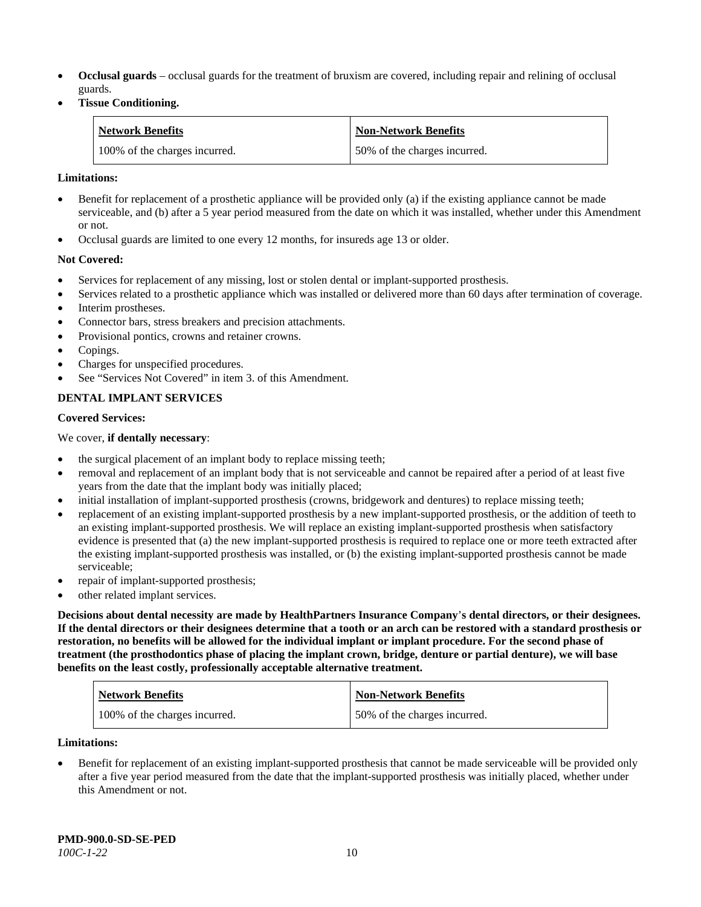- **Occlusal guards** – occlusal guards for the treatment of bruxism are covered, including repair and relining of occlusal guards.
- **Tissue Conditioning.**

| Network Benefits | Non-Network Benefits |
|---|---|
| 100% of the charges incurred. | 50% of the charges incurred. |

**Limitations:**

- Benefit for replacement of a prosthetic appliance will be provided only (a) if the existing appliance cannot be made serviceable, and (b) after a 5 year period measured from the date on which it was installed, whether under this Amendment or not.
- Occlusal guards are limited to one every 12 months, for insureds age 13 or older.

**Not Covered:**

- Services for replacement of any missing, lost or stolen dental or implant-supported prosthesis.
- Services related to a prosthetic appliance which was installed or delivered more than 60 days after termination of coverage.
- Interim prostheses.
- Connector bars, stress breakers and precision attachments.
- Provisional pontics, crowns and retainer crowns.
- Copings.
- Charges for unspecified procedures.
- See "Services Not Covered" in item 3. of this Amendment.

**DENTAL IMPLANT SERVICES**

**Covered Services:**

We cover, **if dentally necessary**:

- the surgical placement of an implant body to replace missing teeth;
- removal and replacement of an implant body that is not serviceable and cannot be repaired after a period of at least five years from the date that the implant body was initially placed;
- initial installation of implant-supported prosthesis (crowns, bridgework and dentures) to replace missing teeth;
- replacement of an existing implant-supported prosthesis by a new implant-supported prosthesis, or the addition of teeth to an existing implant-supported prosthesis. We will replace an existing implant-supported prosthesis when satisfactory evidence is presented that (a) the new implant-supported prosthesis is required to replace one or more teeth extracted after the existing implant-supported prosthesis was installed, or (b) the existing implant-supported prosthesis cannot be made serviceable;
- repair of implant-supported prosthesis;
- other related implant services.

**Decisions about dental necessity are made by HealthPartners Insurance Company's dental directors, or their designees. If the dental directors or their designees determine that a tooth or an arch can be restored with a standard prosthesis or restoration, no benefits will be allowed for the individual implant or implant procedure. For the second phase of treatment (the prosthodontics phase of placing the implant crown, bridge, denture or partial denture), we will base benefits on the least costly, professionally acceptable alternative treatment.**

| Network Benefits | Non-Network Benefits |
|---|---|
| 100% of the charges incurred. | 50% of the charges incurred. |

**Limitations:**

- Benefit for replacement of an existing implant-supported prosthesis that cannot be made serviceable will be provided only after a five year period measured from the date that the implant-supported prosthesis was initially placed, whether under this Amendment or not.

**PMD-900.0-SD-SE-PED**
*100C-1-22*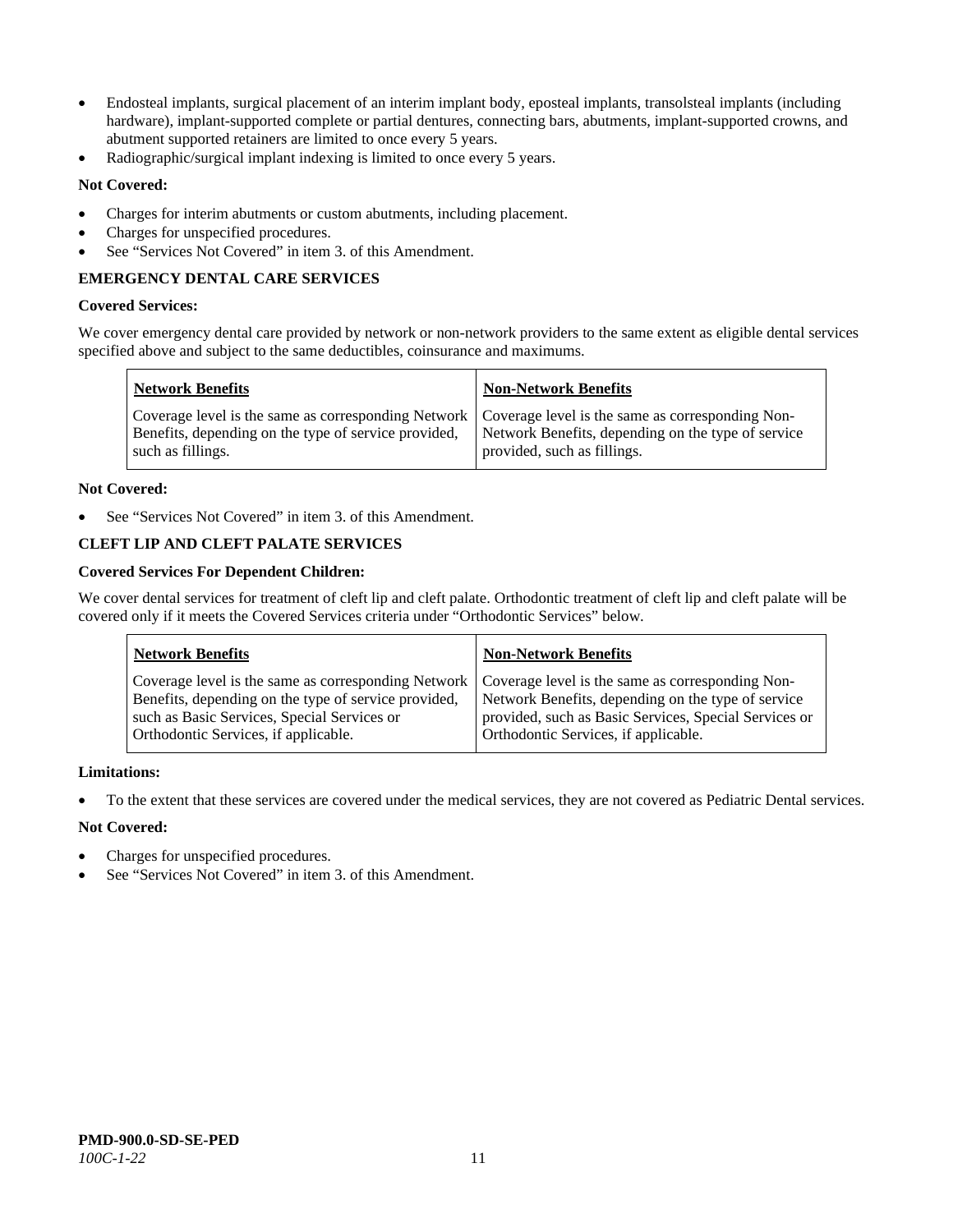- Endosteal implants, surgical placement of an interim implant body, eposteal implants, transolsteal implants (including hardware), implant-supported complete or partial dentures, connecting bars, abutments, implant-supported crowns, and abutment supported retainers are limited to once every 5 years.
- Radiographic/surgical implant indexing is limited to once every 5 years.

**Not Covered:**

- Charges for interim abutments or custom abutments, including placement.
- Charges for unspecified procedures.
- See "Services Not Covered" in item 3. of this Amendment.

**EMERGENCY DENTAL CARE SERVICES**

**Covered Services:**

We cover emergency dental care provided by network or non-network providers to the same extent as eligible dental services specified above and subject to the same deductibles, coinsurance and maximums.

| Network Benefits | Non-Network Benefits |
|---|---|
| Coverage level is the same as corresponding Network Benefits, depending on the type of service provided, such as fillings. | Coverage level is the same as corresponding Non-Network Benefits, depending on the type of service provided, such as fillings. |

**Not Covered:**

- See "Services Not Covered" in item 3. of this Amendment.

**CLEFT LIP AND CLEFT PALATE SERVICES**

**Covered Services For Dependent Children:**

We cover dental services for treatment of cleft lip and cleft palate. Orthodontic treatment of cleft lip and cleft palate will be covered only if it meets the Covered Services criteria under "Orthodontic Services" below.

| Network Benefits | Non-Network Benefits |
|---|---|
| Coverage level is the same as corresponding Network Benefits, depending on the type of service provided, such as Basic Services, Special Services or Orthodontic Services, if applicable. | Coverage level is the same as corresponding Non-Network Benefits, depending on the type of service provided, such as Basic Services, Special Services or Orthodontic Services, if applicable. |

**Limitations:**

- To the extent that these services are covered under the medical services, they are not covered as Pediatric Dental services.

**Not Covered:**

- Charges for unspecified procedures.
- See "Services Not Covered" in item 3. of this Amendment.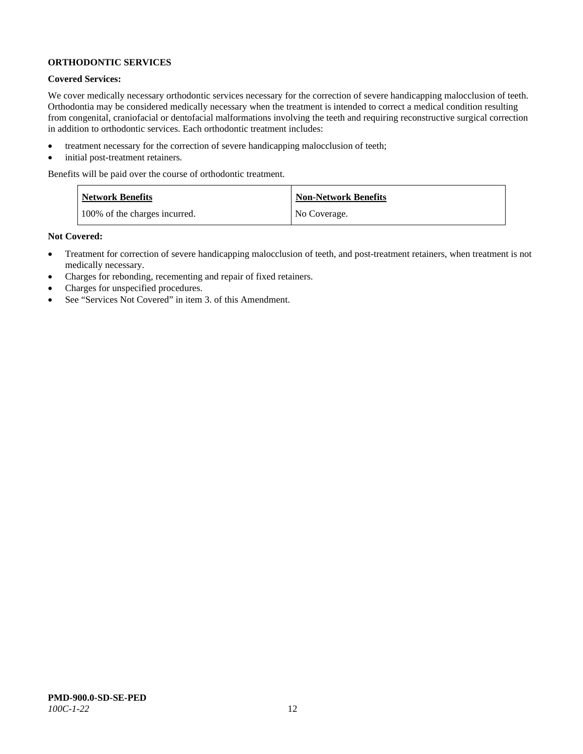**ORTHODONTIC SERVICES**

**Covered Services:**

We cover medically necessary orthodontic services necessary for the correction of severe handicapping malocclusion of teeth. Orthodontia may be considered medically necessary when the treatment is intended to correct a medical condition resulting from congenital, craniofacial or dentofacial malformations involving the teeth and requiring reconstructive surgical correction in addition to orthodontic services. Each orthodontic treatment includes:

- treatment necessary for the correction of severe handicapping malocclusion of teeth;
- initial post-treatment retainers.

Benefits will be paid over the course of orthodontic treatment.

| Network Benefits | Non-Network Benefits |
|---|---|
| 100% of the charges incurred. | No Coverage. |

**Not Covered:**

- Treatment for correction of severe handicapping malocclusion of teeth, and post-treatment retainers, when treatment is not medically necessary.
- Charges for rebonding, recementing and repair of fixed retainers.
- Charges for unspecified procedures.
- See "Services Not Covered" in item 3. of this Amendment.

**PMD-900.0-SD-SE-PED**
*100C-1-22*